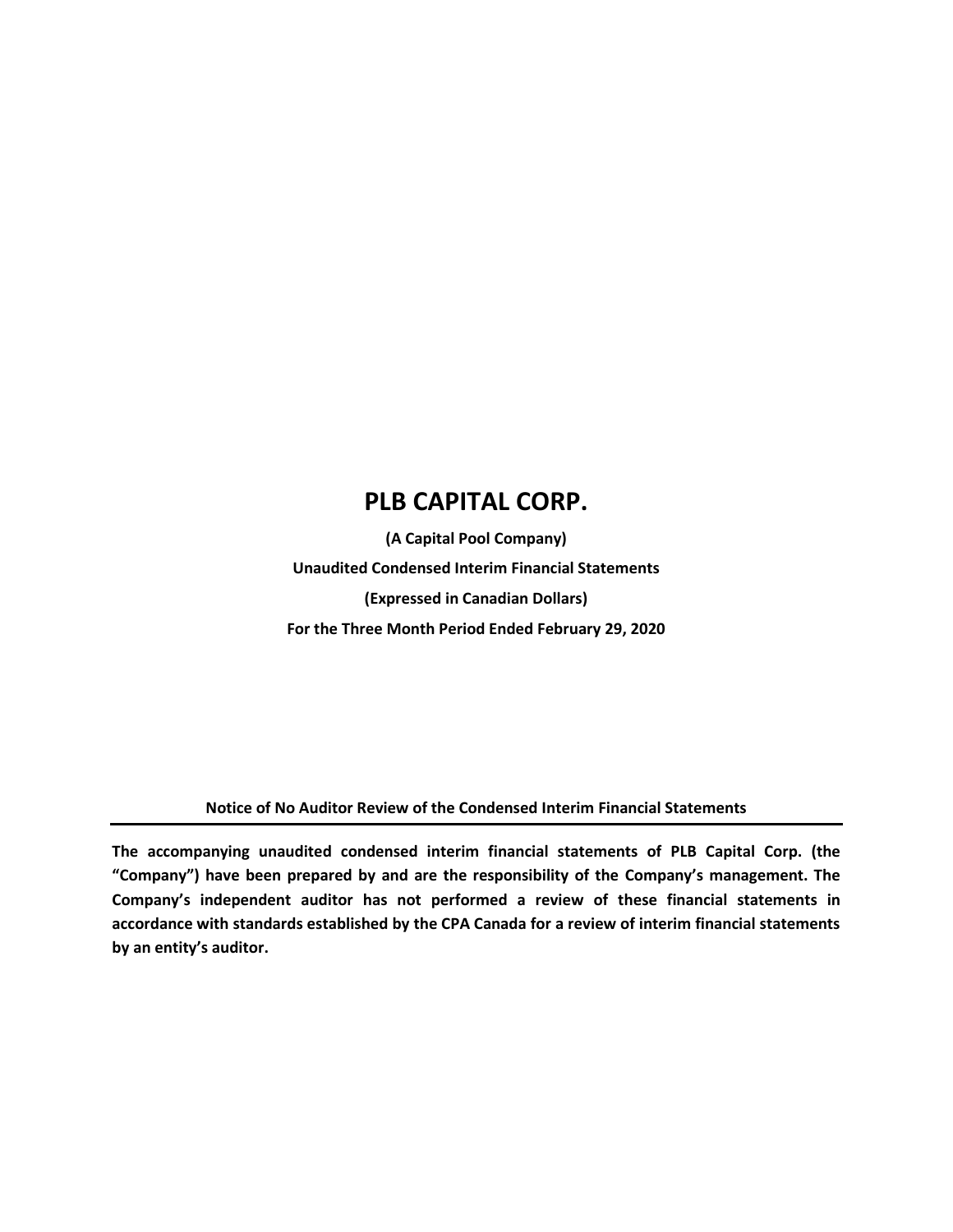# PLB CAPITAL CORP.

**(A Capital Pool Company)**

**Unaudited Condensed Interim Financial Statements**

**(Expressed in Canadian Dollars)**

**For the Three Month Period Ended February 29, 2020**

## Notice of No Auditor Review of the Condensed Interim Financial Statements

**The accompanying unaudited condensed interim financial statements of PLB Capital Corp. (the "Company") have been prepared by and are the responsibility of the Company's management. The Company's independent auditor has not performed a review of these financial statements in accordance with standards established by the CPA Canada for a review of interim financial statements by an entity's auditor.**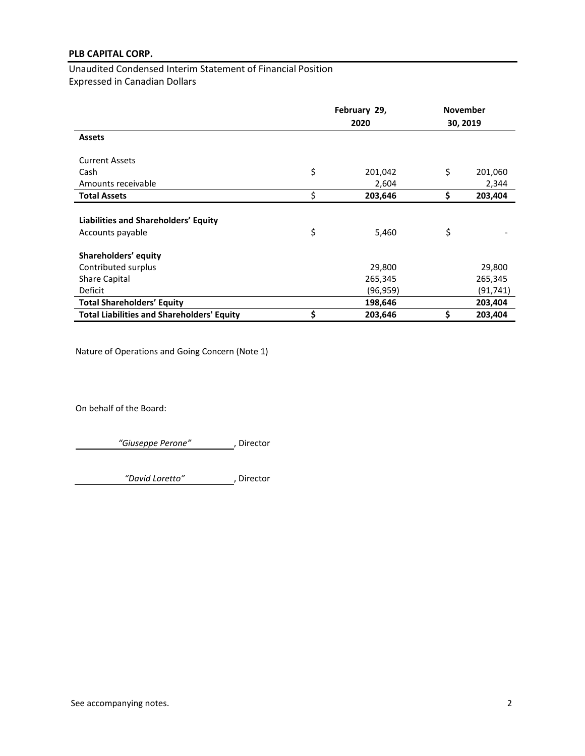**PLB CAPITAL CORP.**

Unaudited Condensed Interim Statement of Financial Position
Expressed in Canadian Dollars

| | February 29, 2020 | November 30, 2019 |
|---|---|---|
| **Assets** | | |
| Current Assets | | |
| Cash | $ 201,042 | $ 201,060 |
| Amounts receivable | 2,604 | 2,344 |
| **Total Assets** | **$ 203,646** | **$ 203,404** |
| **Liabilities and Shareholders' Equity** | | |
| Accounts payable | $ 5,460 | $ - |
| **Shareholders' equity** | | |
| Contributed surplus | 29,800 | 29,800 |
| Share Capital | 265,345 | 265,345 |
| Deficit | (96,959) | (91,741) |
| **Total Shareholders' Equity** | **198,646** | **203,404** |
| **Total Liabilities and Shareholders' Equity** | **$ 203,646** | **$ 203,404** |

Nature of Operations and Going Concern (Note 1)

On behalf of the Board:

*"Giuseppe Perone"*, Director

*"David Loretto"*, Director

See accompanying notes.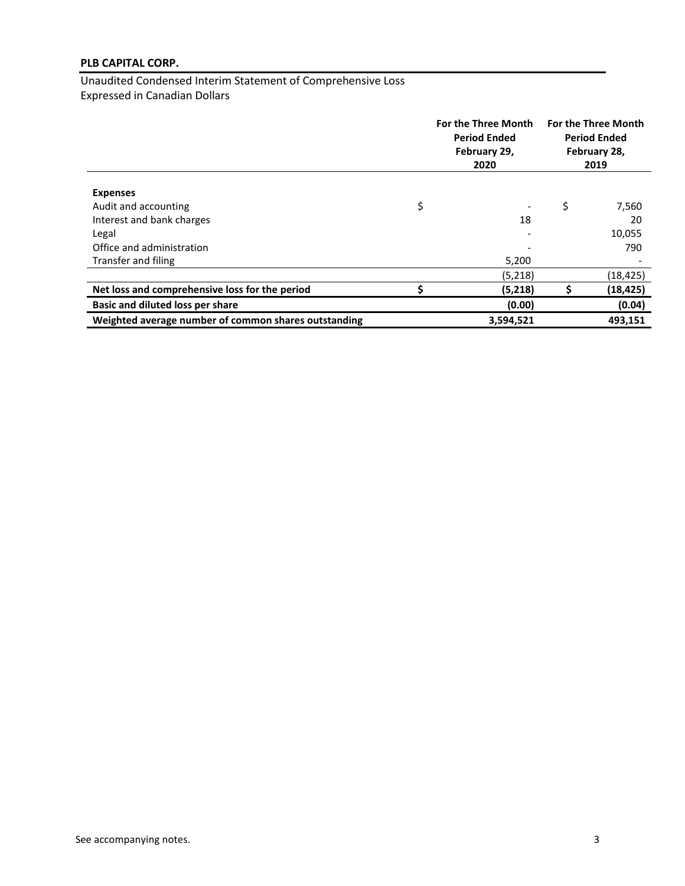**PLB CAPITAL CORP.**

Unaudited Condensed Interim Statement of Comprehensive Loss
Expressed in Canadian Dollars

| | For the Three Month Period Ended February 29, 2020 | For the Three Month Period Ended February 28, 2019 |
|---|---|---|
| **Expenses** | | |
| Audit and accounting | $ - | $ 7,560 |
| Interest and bank charges | 18 | 20 |
| Legal | - | 10,055 |
| Office and administration | - | 790 |
| Transfer and filing | 5,200 | - |
| | (5,218) | (18,425) |
| **Net loss and comprehensive loss for the period** | **$ (5,218)** | **$ (18,425)** |
| **Basic and diluted loss per share** | **(0.00)** | **(0.04)** |
| **Weighted average number of common shares outstanding** | **3,594,521** | **493,151** |

See accompanying notes.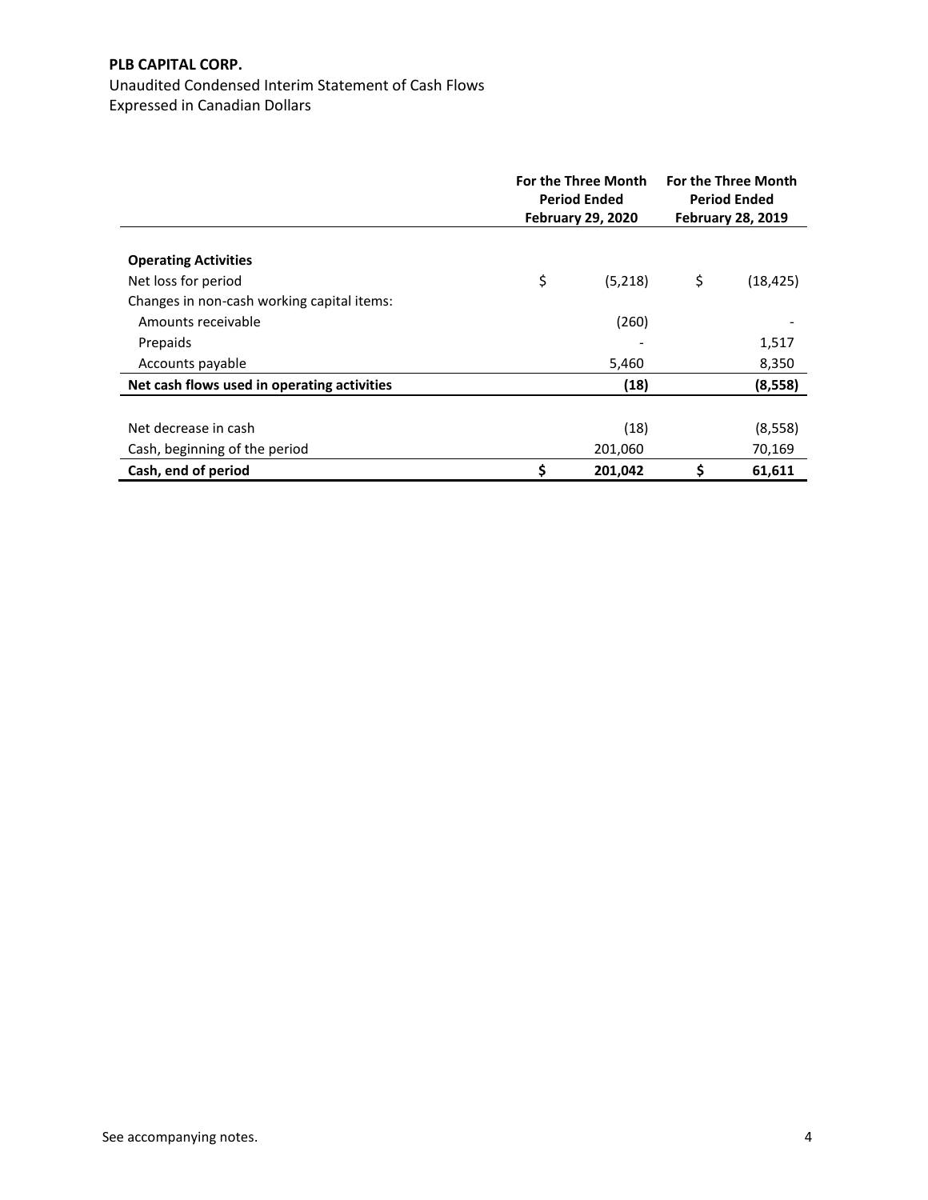**PLB CAPITAL CORP.**

Unaudited Condensed Interim Statement of Cash Flows
Expressed in Canadian Dollars

| | For the Three Month Period Ended February 29, 2020 | For the Three Month Period Ended February 28, 2019 |
|---|---|---|
| **Operating Activities** | | |
| Net loss for period | $ (5,218) | $ (18,425) |
| Changes in non-cash working capital items: | | |
| Amounts receivable | (260) | - |
| Prepaids | - | 1,517 |
| Accounts payable | 5,460 | 8,350 |
| **Net cash flows used in operating activities** | **(18)** | **(8,558)** |
| | | |
| Net decrease in cash | (18) | (8,558) |
| Cash, beginning of the period | 201,060 | 70,169 |
| **Cash, end of period** | **$ 201,042** | **$ 61,611** |

See accompanying notes.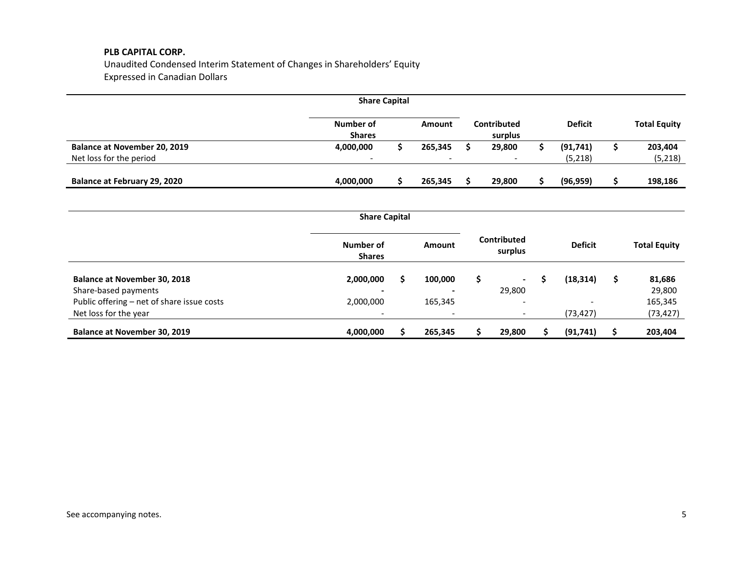**PLB CAPITAL CORP.**

Unaudited Condensed Interim Statement of Changes in Shareholders' Equity

Expressed in Canadian Dollars

| | Share Capital | | | | |
|---|---|---|---|---|---|
| | Number of Shares | Amount | Contributed surplus | Deficit | Total Equity |
| **Balance at November 20, 2019** | **4,000,000** | **$ 265,345** | **$ 29,800** | **$ (91,741)** | **$ 203,404** |
| Net loss for the period | - | - | - | (5,218) | (5,218) |
| **Balance at February 29, 2020** | **4,000,000** | **$ 265,345** | **$ 29,800** | **$ (96,959)** | **$ 198,186** |

| | Share Capital | | | | |
|---|---|---|---|---|---|
| | Number of Shares | Amount | Contributed surplus | Deficit | Total Equity |
| **Balance at November 30, 2018** | **2,000,000** | **$ 100,000** | **$ -** | **$ (18,314)** | **$ 81,686** |
| Share-based payments | - | - | 29,800 | | 29,800 |
| Public offering – net of share issue costs | 2,000,000 | 165,345 | - | - | 165,345 |
| Net loss for the year | - | - | - | (73,427) | (73,427) |
| **Balance at November 30, 2019** | **4,000,000** | **$ 265,345** | **$ 29,800** | **$ (91,741)** | **$ 203,404** |

See accompanying notes.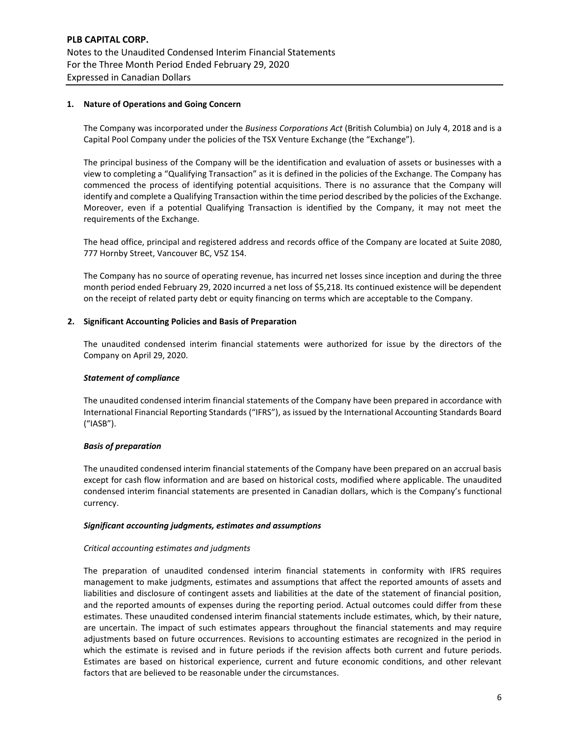## 1. Nature of Operations and Going Concern

The Company was incorporated under the *Business Corporations Act* (British Columbia) on July 4, 2018 and is a Capital Pool Company under the policies of the TSX Venture Exchange (the "Exchange").

The principal business of the Company will be the identification and evaluation of assets or businesses with a view to completing a "Qualifying Transaction" as it is defined in the policies of the Exchange. The Company has commenced the process of identifying potential acquisitions. There is no assurance that the Company will identify and complete a Qualifying Transaction within the time period described by the policies of the Exchange. Moreover, even if a potential Qualifying Transaction is identified by the Company, it may not meet the requirements of the Exchange.

The head office, principal and registered address and records office of the Company are located at Suite 2080, 777 Hornby Street, Vancouver BC, V5Z 1S4.

The Company has no source of operating revenue, has incurred net losses since inception and during the three month period ended February 29, 2020 incurred a net loss of $5,218. Its continued existence will be dependent on the receipt of related party debt or equity financing on terms which are acceptable to the Company.

## 2. Significant Accounting Policies and Basis of Preparation

The unaudited condensed interim financial statements were authorized for issue by the directors of the Company on April 29, 2020.

***Statement of compliance***

The unaudited condensed interim financial statements of the Company have been prepared in accordance with International Financial Reporting Standards ("IFRS"), as issued by the International Accounting Standards Board ("IASB").

***Basis of preparation***

The unaudited condensed interim financial statements of the Company have been prepared on an accrual basis except for cash flow information and are based on historical costs, modified where applicable. The unaudited condensed interim financial statements are presented in Canadian dollars, which is the Company's functional currency.

***Significant accounting judgments, estimates and assumptions***

*Critical accounting estimates and judgments*

The preparation of unaudited condensed interim financial statements in conformity with IFRS requires management to make judgments, estimates and assumptions that affect the reported amounts of assets and liabilities and disclosure of contingent assets and liabilities at the date of the statement of financial position, and the reported amounts of expenses during the reporting period. Actual outcomes could differ from these estimates. These unaudited condensed interim financial statements include estimates, which, by their nature, are uncertain. The impact of such estimates appears throughout the financial statements and may require adjustments based on future occurrences. Revisions to accounting estimates are recognized in the period in which the estimate is revised and in future periods if the revision affects both current and future periods. Estimates are based on historical experience, current and future economic conditions, and other relevant factors that are believed to be reasonable under the circumstances.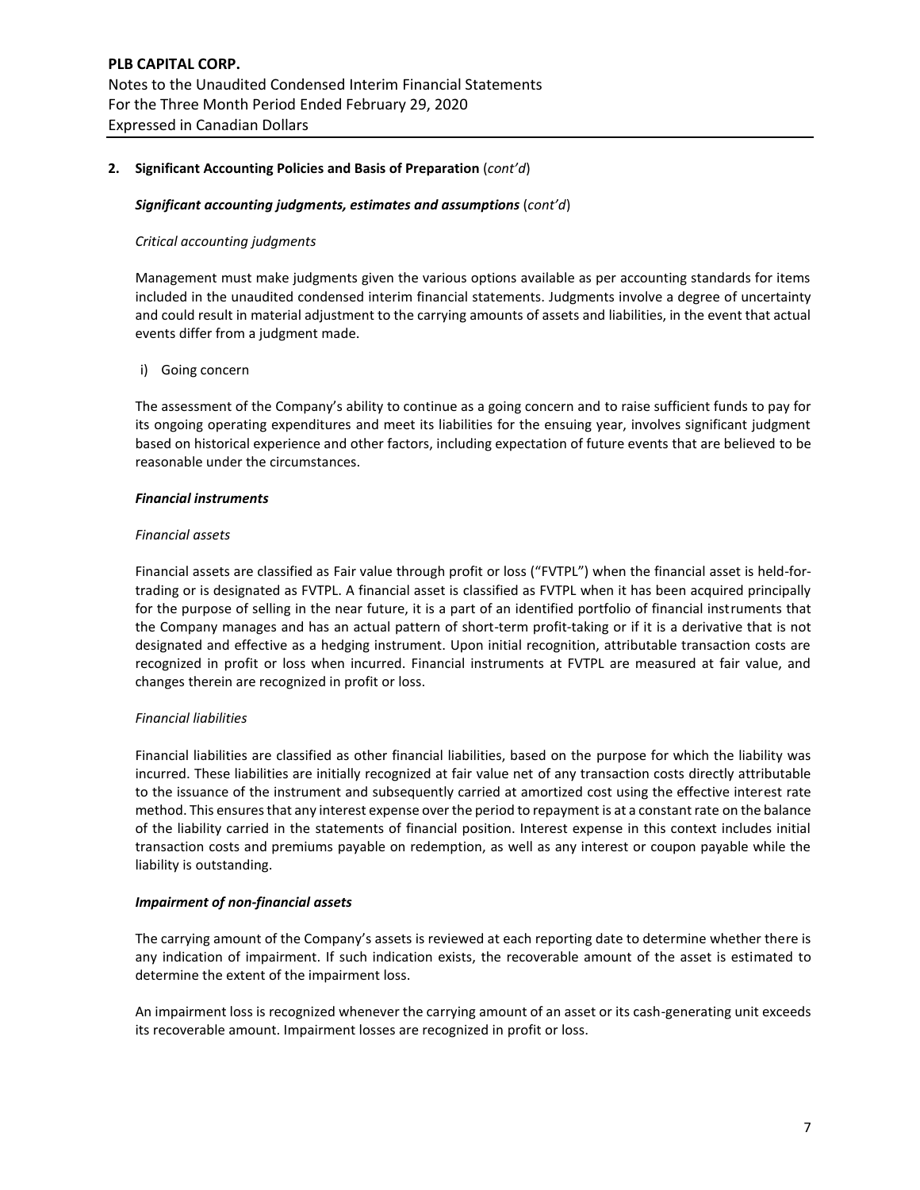## 2. Significant Accounting Policies and Basis of Preparation (*cont'd*)

***Significant accounting judgments, estimates and assumptions*** (*cont'd*)

*Critical accounting judgments*

Management must make judgments given the various options available as per accounting standards for items included in the unaudited condensed interim financial statements. Judgments involve a degree of uncertainty and could result in material adjustment to the carrying amounts of assets and liabilities, in the event that actual events differ from a judgment made.

i) Going concern

The assessment of the Company's ability to continue as a going concern and to raise sufficient funds to pay for its ongoing operating expenditures and meet its liabilities for the ensuing year, involves significant judgment based on historical experience and other factors, including expectation of future events that are believed to be reasonable under the circumstances.

***Financial instruments***

*Financial assets*

Financial assets are classified as Fair value through profit or loss ("FVTPL") when the financial asset is held-for-trading or is designated as FVTPL. A financial asset is classified as FVTPL when it has been acquired principally for the purpose of selling in the near future, it is a part of an identified portfolio of financial instruments that the Company manages and has an actual pattern of short-term profit-taking or if it is a derivative that is not designated and effective as a hedging instrument. Upon initial recognition, attributable transaction costs are recognized in profit or loss when incurred. Financial instruments at FVTPL are measured at fair value, and changes therein are recognized in profit or loss.

*Financial liabilities*

Financial liabilities are classified as other financial liabilities, based on the purpose for which the liability was incurred. These liabilities are initially recognized at fair value net of any transaction costs directly attributable to the issuance of the instrument and subsequently carried at amortized cost using the effective interest rate method. This ensures that any interest expense over the period to repayment is at a constant rate on the balance of the liability carried in the statements of financial position. Interest expense in this context includes initial transaction costs and premiums payable on redemption, as well as any interest or coupon payable while the liability is outstanding.

***Impairment of non-financial assets***

The carrying amount of the Company's assets is reviewed at each reporting date to determine whether there is any indication of impairment. If such indication exists, the recoverable amount of the asset is estimated to determine the extent of the impairment loss.

An impairment loss is recognized whenever the carrying amount of an asset or its cash-generating unit exceeds its recoverable amount. Impairment losses are recognized in profit or loss.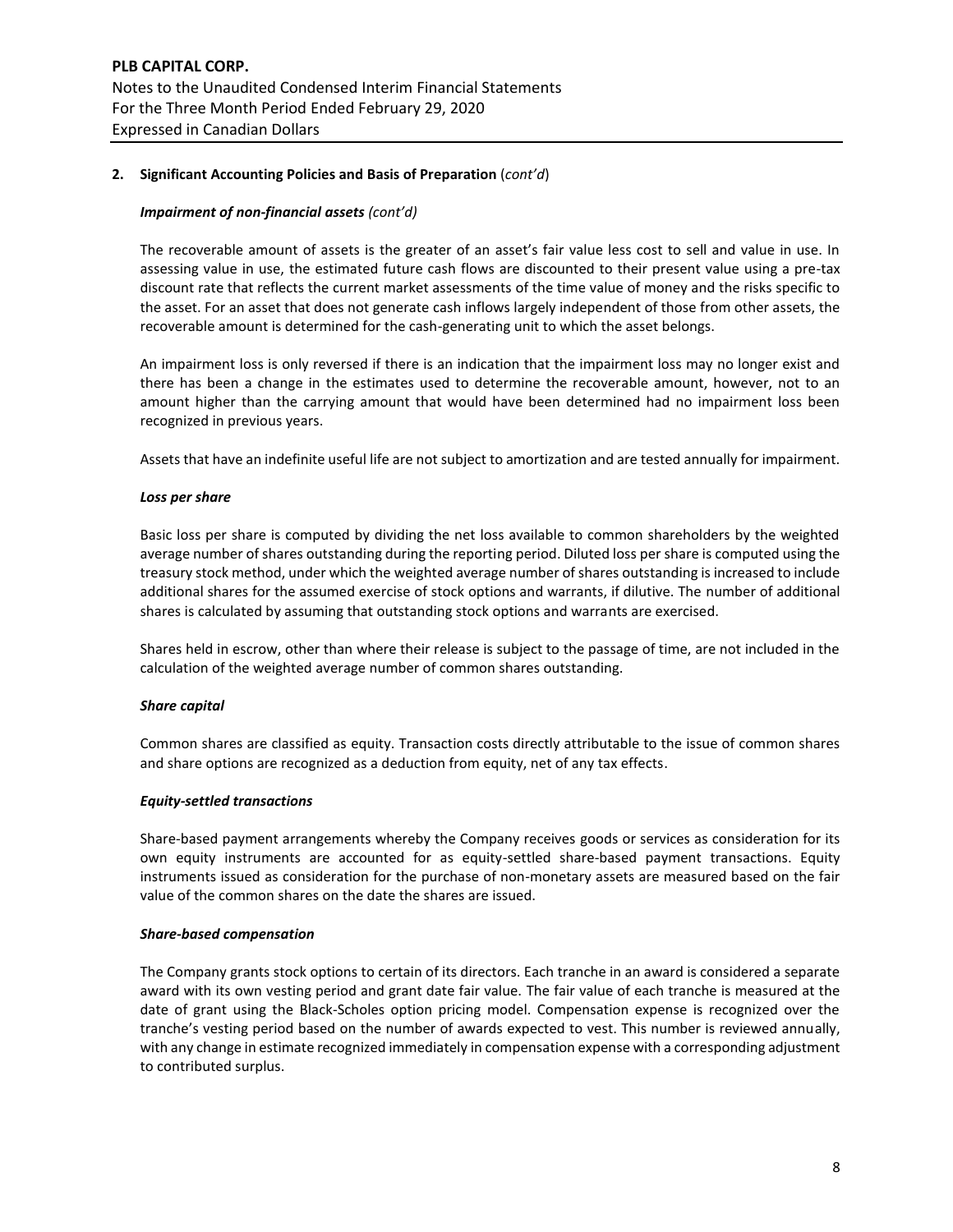**2. Significant Accounting Policies and Basis of Preparation** (*cont'd*)

***Impairment of non-financial assets (cont'd)***

The recoverable amount of assets is the greater of an asset's fair value less cost to sell and value in use. In assessing value in use, the estimated future cash flows are discounted to their present value using a pre-tax discount rate that reflects the current market assessments of the time value of money and the risks specific to the asset. For an asset that does not generate cash inflows largely independent of those from other assets, the recoverable amount is determined for the cash-generating unit to which the asset belongs.

An impairment loss is only reversed if there is an indication that the impairment loss may no longer exist and there has been a change in the estimates used to determine the recoverable amount, however, not to an amount higher than the carrying amount that would have been determined had no impairment loss been recognized in previous years.

Assets that have an indefinite useful life are not subject to amortization and are tested annually for impairment.

***Loss per share***

Basic loss per share is computed by dividing the net loss available to common shareholders by the weighted average number of shares outstanding during the reporting period. Diluted loss per share is computed using the treasury stock method, under which the weighted average number of shares outstanding is increased to include additional shares for the assumed exercise of stock options and warrants, if dilutive. The number of additional shares is calculated by assuming that outstanding stock options and warrants are exercised.

Shares held in escrow, other than where their release is subject to the passage of time, are not included in the calculation of the weighted average number of common shares outstanding.

***Share capital***

Common shares are classified as equity. Transaction costs directly attributable to the issue of common shares and share options are recognized as a deduction from equity, net of any tax effects.

***Equity-settled transactions***

Share-based payment arrangements whereby the Company receives goods or services as consideration for its own equity instruments are accounted for as equity-settled share-based payment transactions. Equity instruments issued as consideration for the purchase of non-monetary assets are measured based on the fair value of the common shares on the date the shares are issued.

***Share-based compensation***

The Company grants stock options to certain of its directors. Each tranche in an award is considered a separate award with its own vesting period and grant date fair value. The fair value of each tranche is measured at the date of grant using the Black-Scholes option pricing model. Compensation expense is recognized over the tranche's vesting period based on the number of awards expected to vest. This number is reviewed annually, with any change in estimate recognized immediately in compensation expense with a corresponding adjustment to contributed surplus.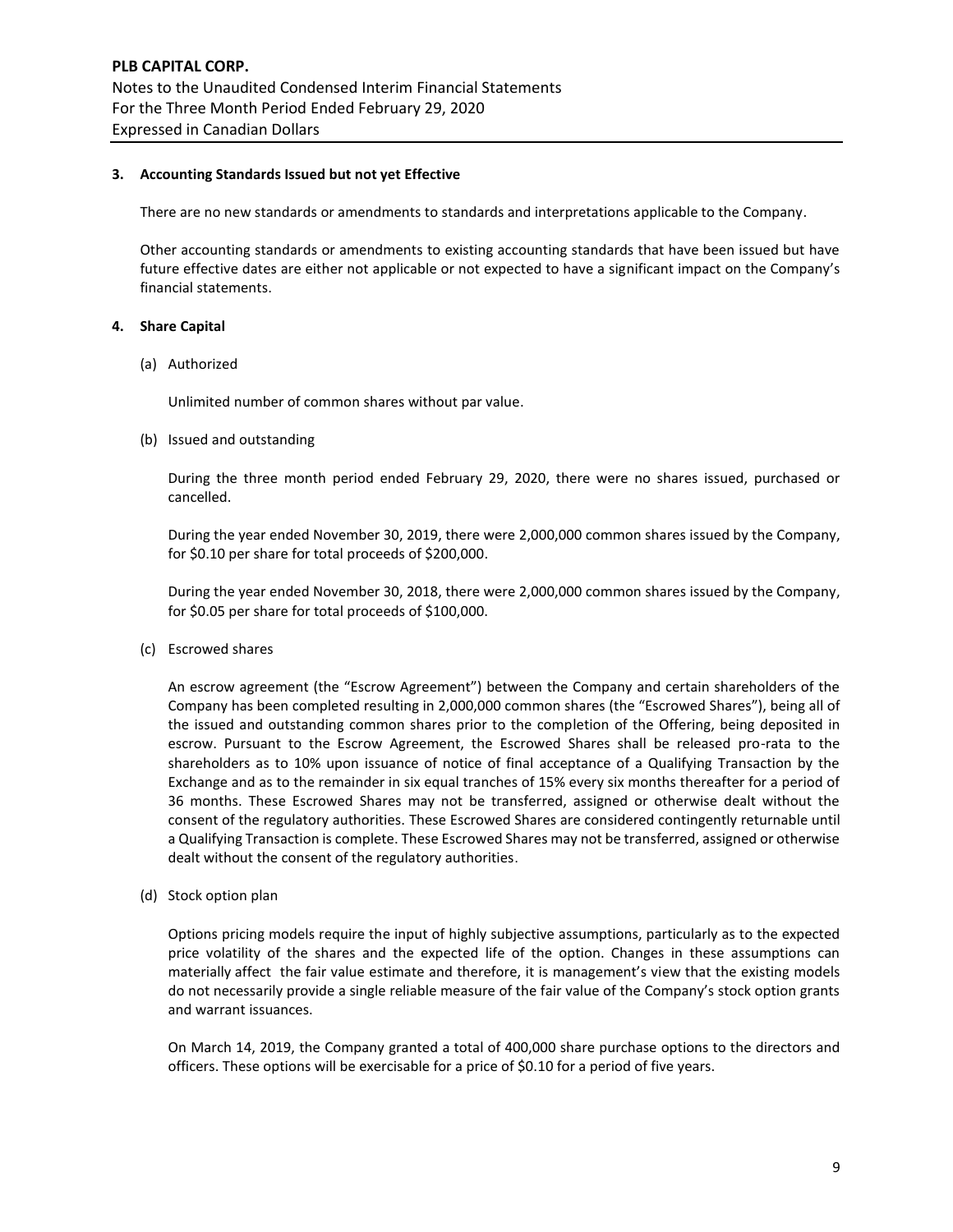### 3. Accounting Standards Issued but not yet Effective

There are no new standards or amendments to standards and interpretations applicable to the Company.

Other accounting standards or amendments to existing accounting standards that have been issued but have future effective dates are either not applicable or not expected to have a significant impact on the Company's financial statements.

### 4. Share Capital

(a) Authorized

Unlimited number of common shares without par value.

(b) Issued and outstanding

During the three month period ended February 29, 2020, there were no shares issued, purchased or cancelled.

During the year ended November 30, 2019, there were 2,000,000 common shares issued by the Company, for $0.10 per share for total proceeds of $200,000.

During the year ended November 30, 2018, there were 2,000,000 common shares issued by the Company, for $0.05 per share for total proceeds of $100,000.

(c) Escrowed shares

An escrow agreement (the "Escrow Agreement") between the Company and certain shareholders of the Company has been completed resulting in 2,000,000 common shares (the "Escrowed Shares"), being all of the issued and outstanding common shares prior to the completion of the Offering, being deposited in escrow. Pursuant to the Escrow Agreement, the Escrowed Shares shall be released pro-rata to the shareholders as to 10% upon issuance of notice of final acceptance of a Qualifying Transaction by the Exchange and as to the remainder in six equal tranches of 15% every six months thereafter for a period of 36 months. These Escrowed Shares may not be transferred, assigned or otherwise dealt without the consent of the regulatory authorities. These Escrowed Shares are considered contingently returnable until a Qualifying Transaction is complete. These Escrowed Shares may not be transferred, assigned or otherwise dealt without the consent of the regulatory authorities.

(d) Stock option plan

Options pricing models require the input of highly subjective assumptions, particularly as to the expected price volatility of the shares and the expected life of the option. Changes in these assumptions can materially affect the fair value estimate and therefore, it is management's view that the existing models do not necessarily provide a single reliable measure of the fair value of the Company's stock option grants and warrant issuances.

On March 14, 2019, the Company granted a total of 400,000 share purchase options to the directors and officers. These options will be exercisable for a price of $0.10 for a period of five years.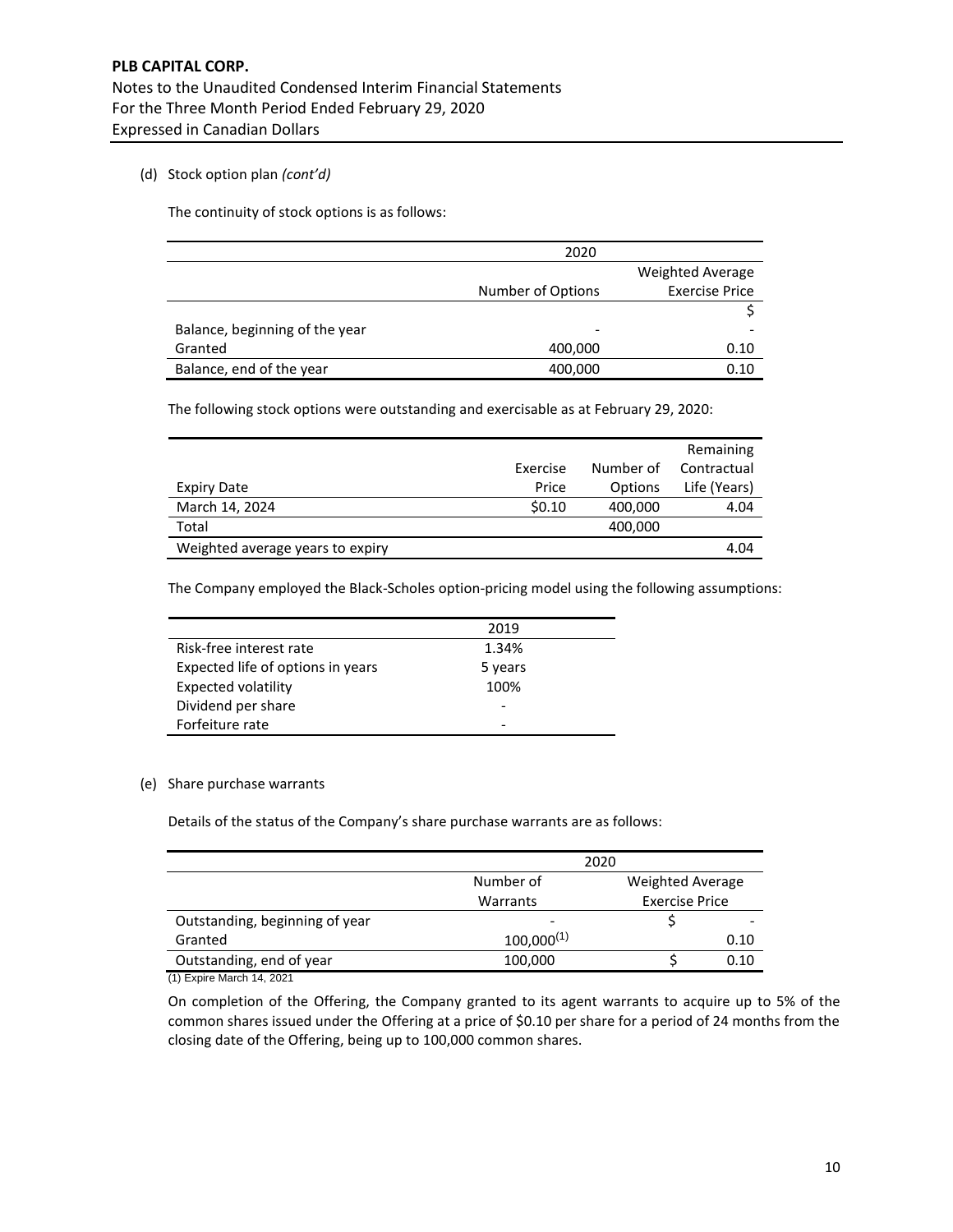(d) Stock option plan *(cont'd)*

The continuity of stock options is as follows:

| | 2020 | |
|---|---|---|
| | Number of Options | Weighted Average Exercise Price |
| | | $ |
| Balance, beginning of the year | - | - |
| Granted | 400,000 | 0.10 |
| Balance, end of the year | 400,000 | 0.10 |

The following stock options were outstanding and exercisable as at February 29, 2020:

| Expiry Date | Exercise Price | Number of Options | Remaining Contractual Life (Years) |
|---|---|---|---|
| March 14, 2024 | $0.10 | 400,000 | 4.04 |
| Total | | 400,000 | |
| Weighted average years to expiry | | | 4.04 |

The Company employed the Black-Scholes option-pricing model using the following assumptions:

| | 2019 |
|---|---|
| Risk-free interest rate | 1.34% |
| Expected life of options in years | 5 years |
| Expected volatility | 100% |
| Dividend per share | - |
| Forfeiture rate | - |

(e) Share purchase warrants

Details of the status of the Company's share purchase warrants are as follows:

| | 2020 | |
|---|---|---|
| | Number of Warrants | Weighted Average Exercise Price |
| Outstanding, beginning of year | - | $ - |
| Granted | 100,000[(1)] | 0.10 |
| Outstanding, end of year | 100,000 | $ 0.10 |

(1) Expire March 14, 2021

On completion of the Offering, the Company granted to its agent warrants to acquire up to 5% of the common shares issued under the Offering at a price of $0.10 per share for a period of 24 months from the closing date of the Offering, being up to 100,000 common shares.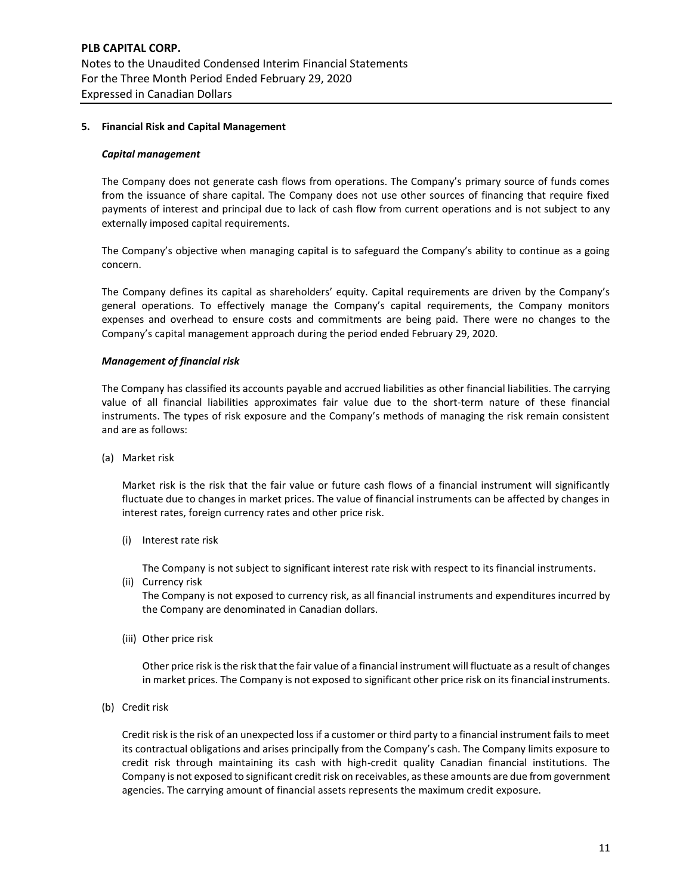## 5. Financial Risk and Capital Management

### *Capital management*

The Company does not generate cash flows from operations. The Company's primary source of funds comes from the issuance of share capital. The Company does not use other sources of financing that require fixed payments of interest and principal due to lack of cash flow from current operations and is not subject to any externally imposed capital requirements.

The Company's objective when managing capital is to safeguard the Company's ability to continue as a going concern.

The Company defines its capital as shareholders' equity. Capital requirements are driven by the Company's general operations. To effectively manage the Company's capital requirements, the Company monitors expenses and overhead to ensure costs and commitments are being paid. There were no changes to the Company's capital management approach during the period ended February 29, 2020.

### *Management of financial risk*

The Company has classified its accounts payable and accrued liabilities as other financial liabilities. The carrying value of all financial liabilities approximates fair value due to the short-term nature of these financial instruments. The types of risk exposure and the Company's methods of managing the risk remain consistent and are as follows:

(a) Market risk

Market risk is the risk that the fair value or future cash flows of a financial instrument will significantly fluctuate due to changes in market prices. The value of financial instruments can be affected by changes in interest rates, foreign currency rates and other price risk.

(i) Interest rate risk

The Company is not subject to significant interest rate risk with respect to its financial instruments.

(ii) Currency risk

The Company is not exposed to currency risk, as all financial instruments and expenditures incurred by the Company are denominated in Canadian dollars.

(iii) Other price risk

Other price risk is the risk that the fair value of a financial instrument will fluctuate as a result of changes in market prices. The Company is not exposed to significant other price risk on its financial instruments.

(b) Credit risk

Credit risk is the risk of an unexpected loss if a customer or third party to a financial instrument fails to meet its contractual obligations and arises principally from the Company's cash. The Company limits exposure to credit risk through maintaining its cash with high-credit quality Canadian financial institutions. The Company is not exposed to significant credit risk on receivables, as these amounts are due from government agencies. The carrying amount of financial assets represents the maximum credit exposure.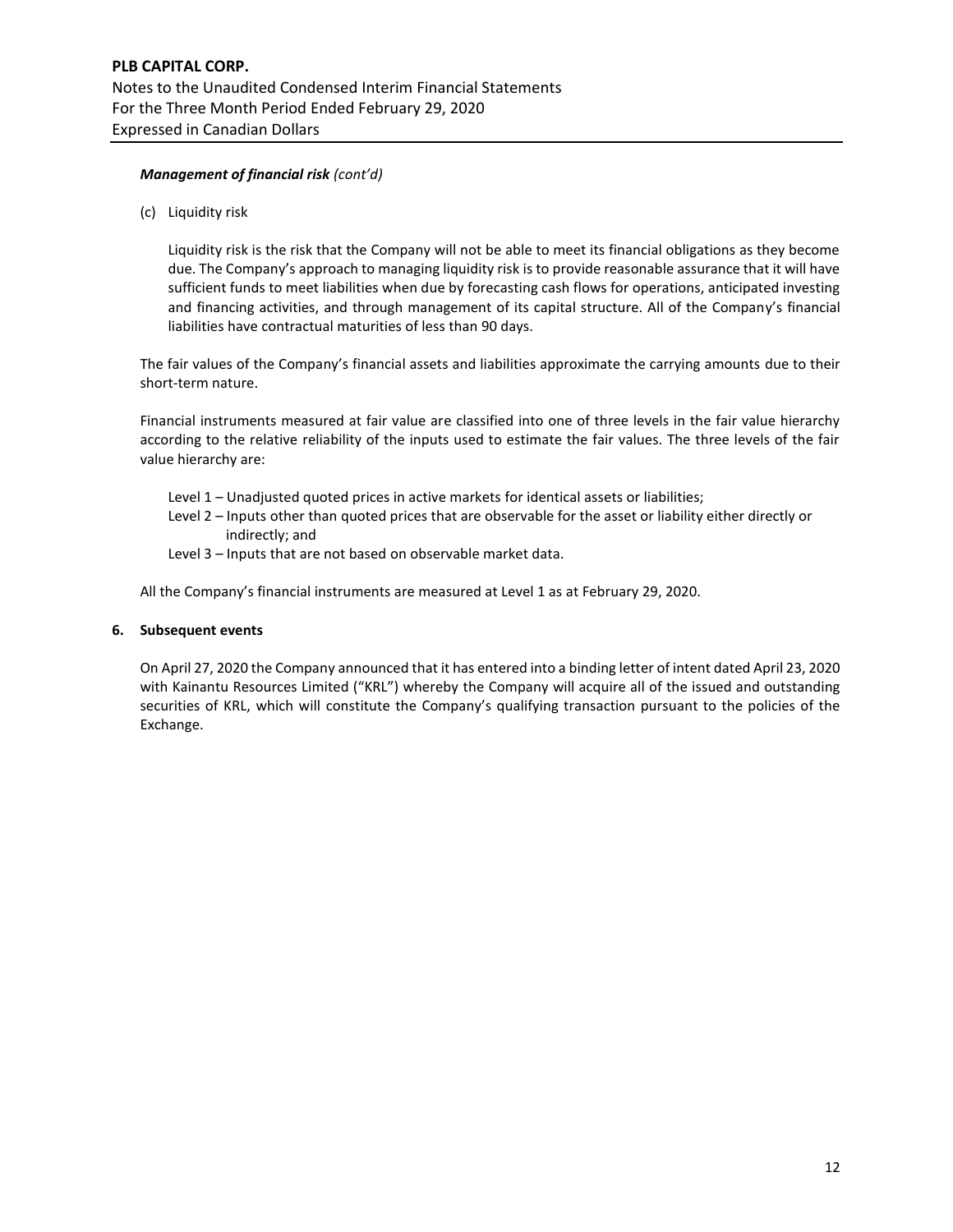***Management of financial risk** (cont'd)*

(c) Liquidity risk

Liquidity risk is the risk that the Company will not be able to meet its financial obligations as they become due. The Company's approach to managing liquidity risk is to provide reasonable assurance that it will have sufficient funds to meet liabilities when due by forecasting cash flows for operations, anticipated investing and financing activities, and through management of its capital structure. All of the Company's financial liabilities have contractual maturities of less than 90 days.

The fair values of the Company's financial assets and liabilities approximate the carrying amounts due to their short-term nature.

Financial instruments measured at fair value are classified into one of three levels in the fair value hierarchy according to the relative reliability of the inputs used to estimate the fair values. The three levels of the fair value hierarchy are:

Level 1 – Unadjusted quoted prices in active markets for identical assets or liabilities;
Level 2 – Inputs other than quoted prices that are observable for the asset or liability either directly or indirectly; and
Level 3 – Inputs that are not based on observable market data.

All the Company's financial instruments are measured at Level 1 as at February 29, 2020.

## 6. Subsequent events

On April 27, 2020 the Company announced that it has entered into a binding letter of intent dated April 23, 2020 with Kainantu Resources Limited ("KRL") whereby the Company will acquire all of the issued and outstanding securities of KRL, which will constitute the Company's qualifying transaction pursuant to the policies of the Exchange.